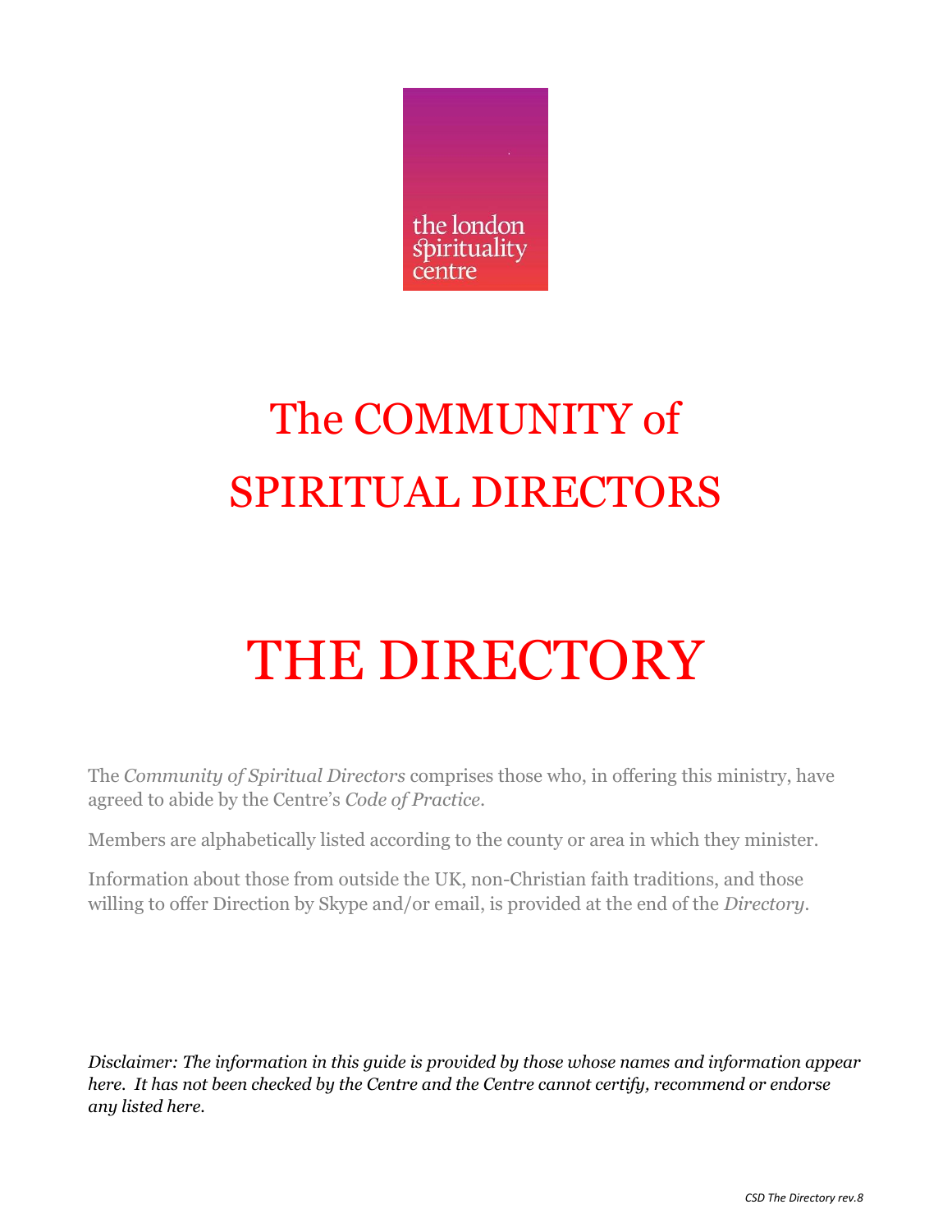the london spirituality centre

# The COMMUNITY of SPIRITUAL DIRECTORS

# THE DIRECTORY

The *Community of Spiritual Directors* comprises those who, in offering this ministry, have agreed to abide by the Centre's *Code of Practice*.

Members are alphabetically listed according to the county or area in which they minister.

Information about those from outside the UK, non-Christian faith traditions, and those willing to offer Direction by Skype and/or email, is provided at the end of the *Directory*.

*Disclaimer: The information in this guide is provided by those whose names and information appear here. It has not been checked by the Centre and the Centre cannot certify, recommend or endorse any listed here.*

*CSD The Directory rev.8*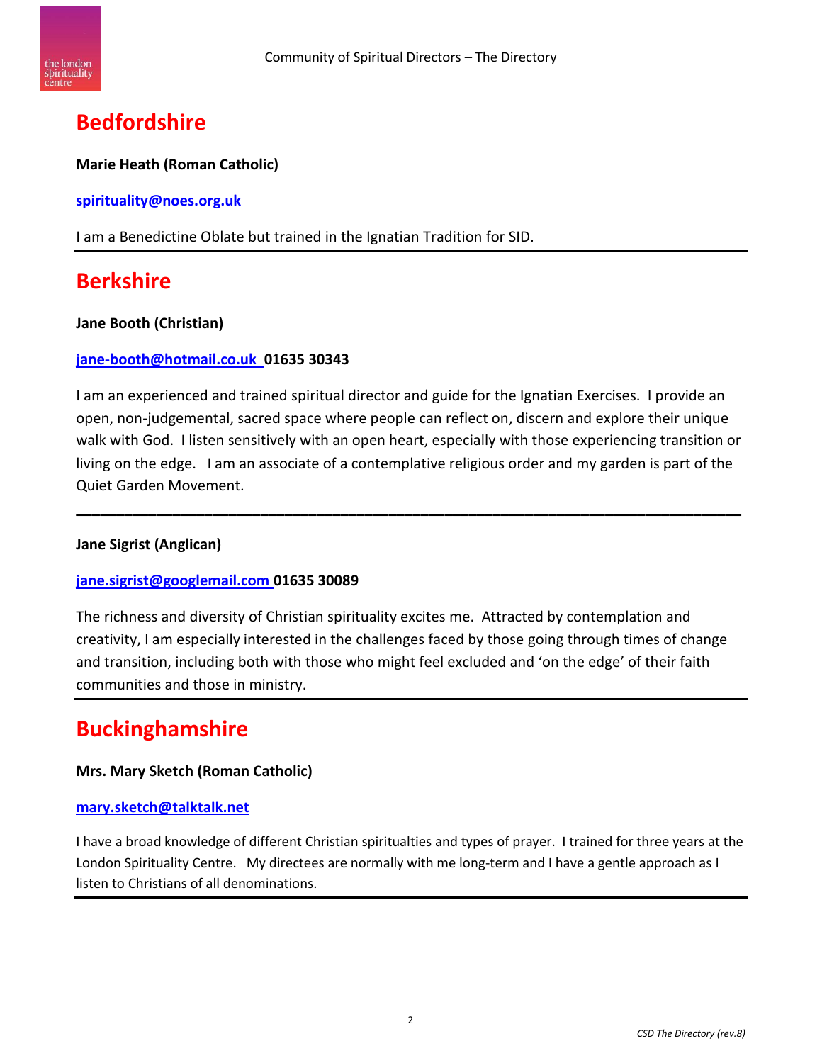# Bedfordshire

**Marie Heath (Roman Catholic)**

**spirituality@noes.org.uk**

I am a Benedictine Oblate but trained in the Ignatian Tradition for SID.

---

# Berkshire

**Jane Booth (Christian)**

**jane-booth@hotmail.co.uk 01635 30343**

I am an experienced and trained spiritual director and guide for the Ignatian Exercises. I provide an open, non-judgemental, sacred space where people can reflect on, discern and explore their unique walk with God. I listen sensitively with an open heart, especially with those experiencing transition or living on the edge. I am an associate of a contemplative religious order and my garden is part of the Quiet Garden Movement.

---

**Jane Sigrist (Anglican)**

**jane.sigrist@googlemail.com 01635 30089**

The richness and diversity of Christian spirituality excites me. Attracted by contemplation and creativity, I am especially interested in the challenges faced by those going through times of change and transition, including both with those who might feel excluded and 'on the edge' of their faith communities and those in ministry.

---

# Buckinghamshire

**Mrs. Mary Sketch (Roman Catholic)**

**mary.sketch@talktalk.net**

I have a broad knowledge of different Christian spiritualties and types of prayer. I trained for three years at the London Spirituality Centre. My directees are normally with me long-term and I have a gentle approach as I listen to Christians of all denominations.

---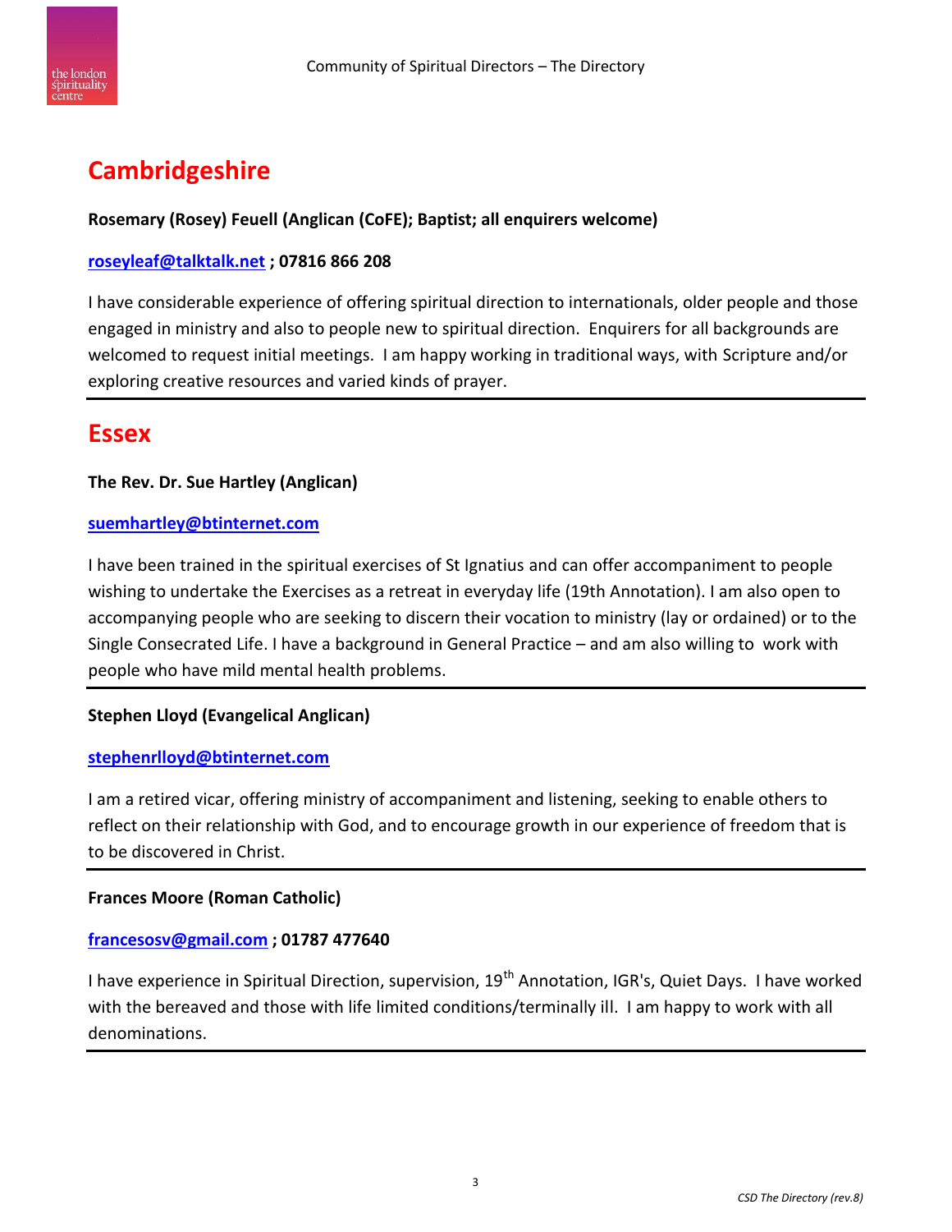## Cambridgeshire

**Rosemary (Rosey) Feuell (Anglican (CoFE); Baptist; all enquirers welcome)**

**roseyleaf@talktalk.net ; 07816 866 208**

I have considerable experience of offering spiritual direction to internationals, older people and those engaged in ministry and also to people new to spiritual direction. Enquirers for all backgrounds are welcomed to request initial meetings. I am happy working in traditional ways, with Scripture and/or exploring creative resources and varied kinds of prayer.

---

## Essex

**The Rev. Dr. Sue Hartley (Anglican)**

**suemhartley@btinternet.com**

I have been trained in the spiritual exercises of St Ignatius and can offer accompaniment to people wishing to undertake the Exercises as a retreat in everyday life (19th Annotation). I am also open to accompanying people who are seeking to discern their vocation to ministry (lay or ordained) or to the Single Consecrated Life. I have a background in General Practice – and am also willing to work with people who have mild mental health problems.

---

**Stephen Lloyd (Evangelical Anglican)**

**stephenrlloyd@btinternet.com**

I am a retired vicar, offering ministry of accompaniment and listening, seeking to enable others to reflect on their relationship with God, and to encourage growth in our experience of freedom that is to be discovered in Christ.

---

**Frances Moore (Roman Catholic)**

**francesosv@gmail.com ; 01787 477640**

I have experience in Spiritual Direction, supervision, 19th Annotation, IGR's, Quiet Days. I have worked with the bereaved and those with life limited conditions/terminally ill. I am happy to work with all denominations.

---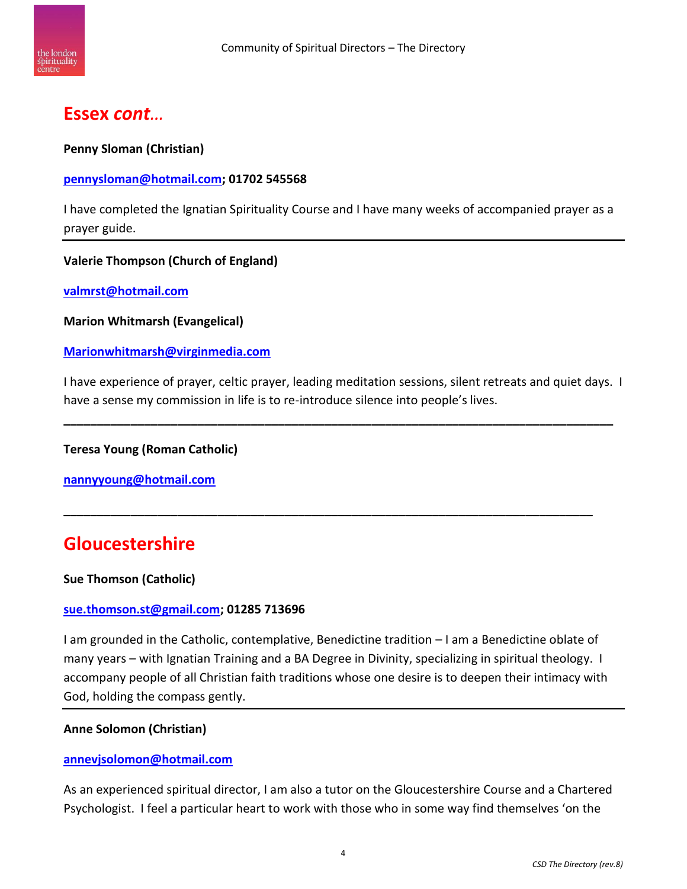# Essex *cont…*

**Penny Sloman (Christian)**

**pennysloman@hotmail.com; 01702 545568**

I have completed the Ignatian Spirituality Course and I have many weeks of accompanied prayer as a prayer guide.

---

**Valerie Thompson (Church of England)**

**valmrst@hotmail.com**

**Marion Whitmarsh (Evangelical)**

**Marionwhitmarsh@virginmedia.com**

I have experience of prayer, celtic prayer, leading meditation sessions, silent retreats and quiet days. I have a sense my commission in life is to re-introduce silence into people's lives.

---

**Teresa Young (Roman Catholic)**

**nannyyoung@hotmail.com**

---

# Gloucestershire

**Sue Thomson (Catholic)**

**sue.thomson.st@gmail.com; 01285 713696**

I am grounded in the Catholic, contemplative, Benedictine tradition – I am a Benedictine oblate of many years – with Ignatian Training and a BA Degree in Divinity, specializing in spiritual theology. I accompany people of all Christian faith traditions whose one desire is to deepen their intimacy with God, holding the compass gently.

---

**Anne Solomon (Christian)**

**annevjsolomon@hotmail.com**

As an experienced spiritual director, I am also a tutor on the Gloucestershire Course and a Chartered Psychologist. I feel a particular heart to work with those who in some way find themselves 'on the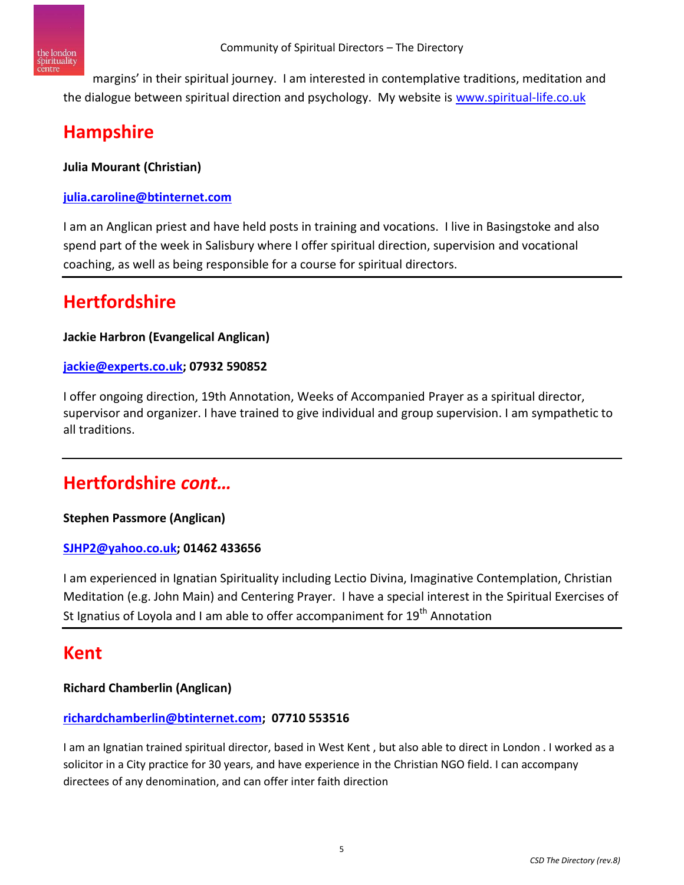margins' in their spiritual journey. I am interested in contemplative traditions, meditation and the dialogue between spiritual direction and psychology. My website is www.spiritual-life.co.uk

## Hampshire

**Julia Mourant (Christian)**

**julia.caroline@btinternet.com**

I am an Anglican priest and have held posts in training and vocations. I live in Basingstoke and also spend part of the week in Salisbury where I offer spiritual direction, supervision and vocational coaching, as well as being responsible for a course for spiritual directors.

## Hertfordshire

**Jackie Harbron (Evangelical Anglican)**

**jackie@experts.co.uk; 07932 590852**

I offer ongoing direction, 19th Annotation, Weeks of Accompanied Prayer as a spiritual director, supervisor and organizer. I have trained to give individual and group supervision. I am sympathetic to all traditions.

## Hertfordshire *cont…*

**Stephen Passmore (Anglican)**

**SJHP2@yahoo.co.uk; 01462 433656**

I am experienced in Ignatian Spirituality including Lectio Divina, Imaginative Contemplation, Christian Meditation (e.g. John Main) and Centering Prayer. I have a special interest in the Spiritual Exercises of St Ignatius of Loyola and I am able to offer accompaniment for 19th Annotation

## Kent

**Richard Chamberlin (Anglican)**

**richardchamberlin@btinternet.com; 07710 553516**

I am an Ignatian trained spiritual director, based in West Kent , but also able to direct in London . I worked as a solicitor in a City practice for 30 years, and have experience in the Christian NGO field. I can accompany directees of any denomination, and can offer inter faith direction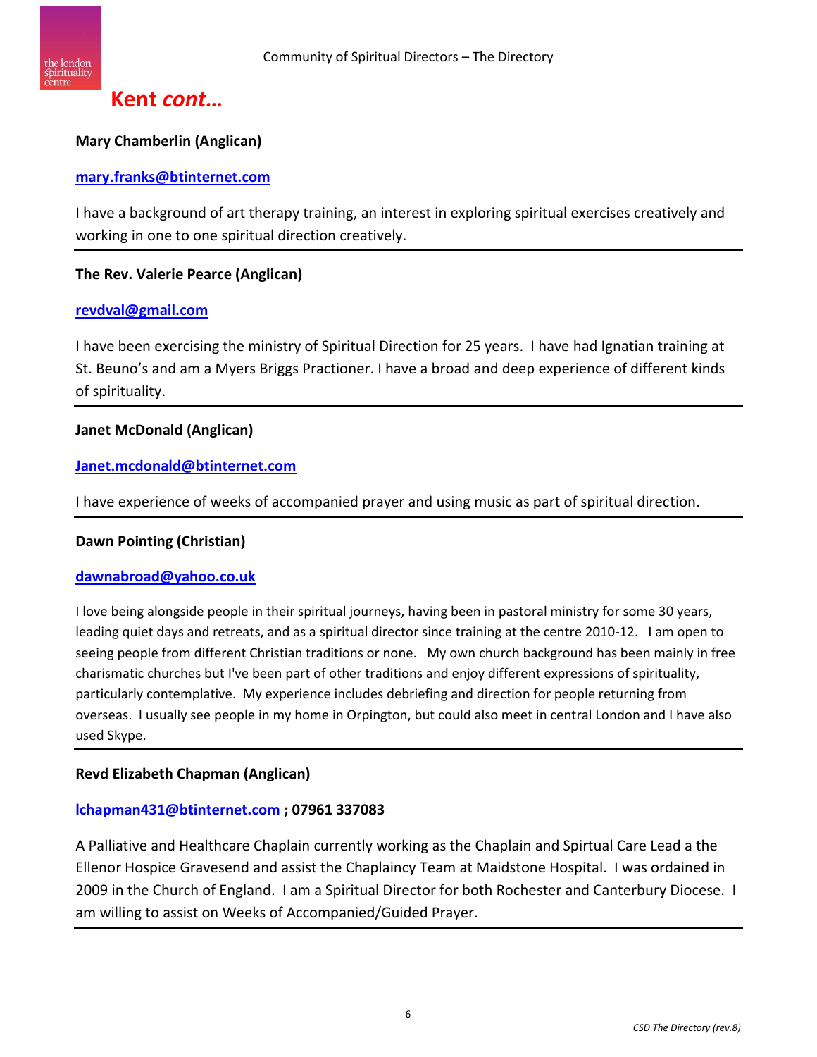# Kent *cont…*

**Mary Chamberlin (Anglican)**

**mary.franks@btinternet.com**

I have a background of art therapy training, an interest in exploring spiritual exercises creatively and working in one to one spiritual direction creatively.

---

**The Rev. Valerie Pearce (Anglican)**

**revdval@gmail.com**

I have been exercising the ministry of Spiritual Direction for 25 years. I have had Ignatian training at St. Beuno's and am a Myers Briggs Practioner. I have a broad and deep experience of different kinds of spirituality.

---

**Janet McDonald (Anglican)**

**Janet.mcdonald@btinternet.com**

I have experience of weeks of accompanied prayer and using music as part of spiritual direction.

---

**Dawn Pointing (Christian)**

**dawnabroad@yahoo.co.uk**

I love being alongside people in their spiritual journeys, having been in pastoral ministry for some 30 years, leading quiet days and retreats, and as a spiritual director since training at the centre 2010-12. I am open to seeing people from different Christian traditions or none. My own church background has been mainly in free charismatic churches but I've been part of other traditions and enjoy different expressions of spirituality, particularly contemplative. My experience includes debriefing and direction for people returning from overseas. I usually see people in my home in Orpington, but could also meet in central London and I have also used Skype.

---

**Revd Elizabeth Chapman (Anglican)**

**lchapman431@btinternet.com ; 07961 337083**

A Palliative and Healthcare Chaplain currently working as the Chaplain and Spirtual Care Lead a the Ellenor Hospice Gravesend and assist the Chaplaincy Team at Maidstone Hospital. I was ordained in 2009 in the Church of England. I am a Spiritual Director for both Rochester and Canterbury Diocese. I am willing to assist on Weeks of Accompanied/Guided Prayer.

---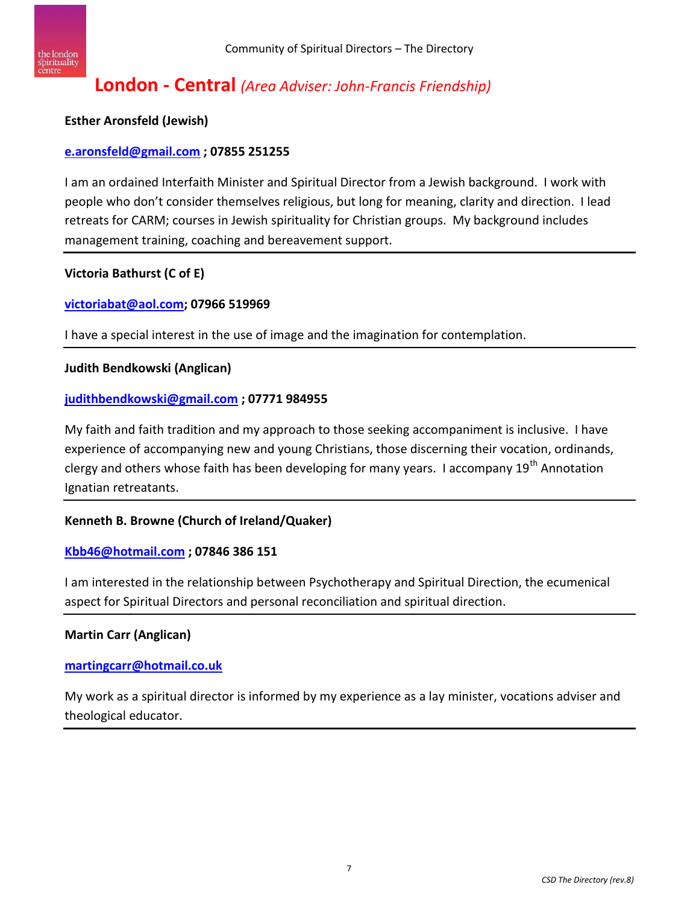## London - Central *(Area Adviser: John-Francis Friendship)*

**Esther Aronsfeld (Jewish)**

**e.aronsfeld@gmail.com ; 07855 251255**

I am an ordained Interfaith Minister and Spiritual Director from a Jewish background. I work with people who don't consider themselves religious, but long for meaning, clarity and direction. I lead retreats for CARM; courses in Jewish spirituality for Christian groups. My background includes management training, coaching and bereavement support.

---

**Victoria Bathurst (C of E)**

**victoriabat@aol.com; 07966 519969**

I have a special interest in the use of image and the imagination for contemplation.

---

**Judith Bendkowski (Anglican)**

**judithbendkowski@gmail.com ; 07771 984955**

My faith and faith tradition and my approach to those seeking accompaniment is inclusive. I have experience of accompanying new and young Christians, those discerning their vocation, ordinands, clergy and others whose faith has been developing for many years. I accompany 19th Annotation Ignatian retreatants.

---

**Kenneth B. Browne (Church of Ireland/Quaker)**

**Kbb46@hotmail.com ; 07846 386 151**

I am interested in the relationship between Psychotherapy and Spiritual Direction, the ecumenical aspect for Spiritual Directors and personal reconciliation and spiritual direction.

---

**Martin Carr (Anglican)**

**martingcarr@hotmail.co.uk**

My work as a spiritual director is informed by my experience as a lay minister, vocations adviser and theological educator.

---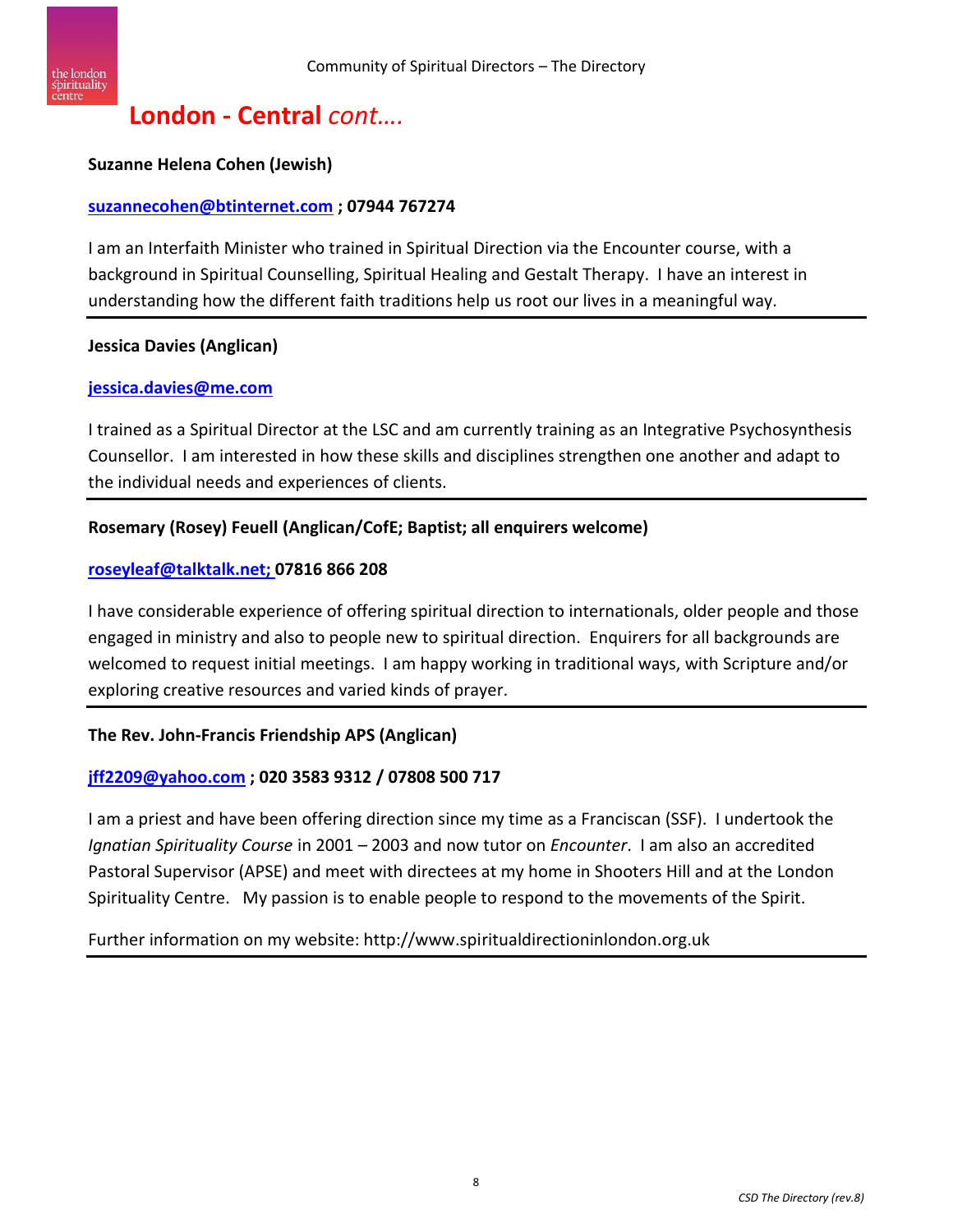# London - Central *cont….*

**Suzanne Helena Cohen (Jewish)**

**suzannecohen@btinternet.com ; 07944 767274**

I am an Interfaith Minister who trained in Spiritual Direction via the Encounter course, with a background in Spiritual Counselling, Spiritual Healing and Gestalt Therapy. I have an interest in understanding how the different faith traditions help us root our lives in a meaningful way.

---

**Jessica Davies (Anglican)**

**jessica.davies@me.com**

I trained as a Spiritual Director at the LSC and am currently training as an Integrative Psychosynthesis Counsellor. I am interested in how these skills and disciplines strengthen one another and adapt to the individual needs and experiences of clients.

---

**Rosemary (Rosey) Feuell (Anglican/CofE; Baptist; all enquirers welcome)**

**roseyleaf@talktalk.net; 07816 866 208**

I have considerable experience of offering spiritual direction to internationals, older people and those engaged in ministry and also to people new to spiritual direction. Enquirers for all backgrounds are welcomed to request initial meetings. I am happy working in traditional ways, with Scripture and/or exploring creative resources and varied kinds of prayer.

---

**The Rev. John-Francis Friendship APS (Anglican)**

**jff2209@yahoo.com ; 020 3583 9312 / 07808 500 717**

I am a priest and have been offering direction since my time as a Franciscan (SSF). I undertook the *Ignatian Spirituality Course* in 2001 – 2003 and now tutor on *Encounter*. I am also an accredited Pastoral Supervisor (APSE) and meet with directees at my home in Shooters Hill and at the London Spirituality Centre. My passion is to enable people to respond to the movements of the Spirit.

Further information on my website: http://www.spiritualdirectioninlondon.org.uk

---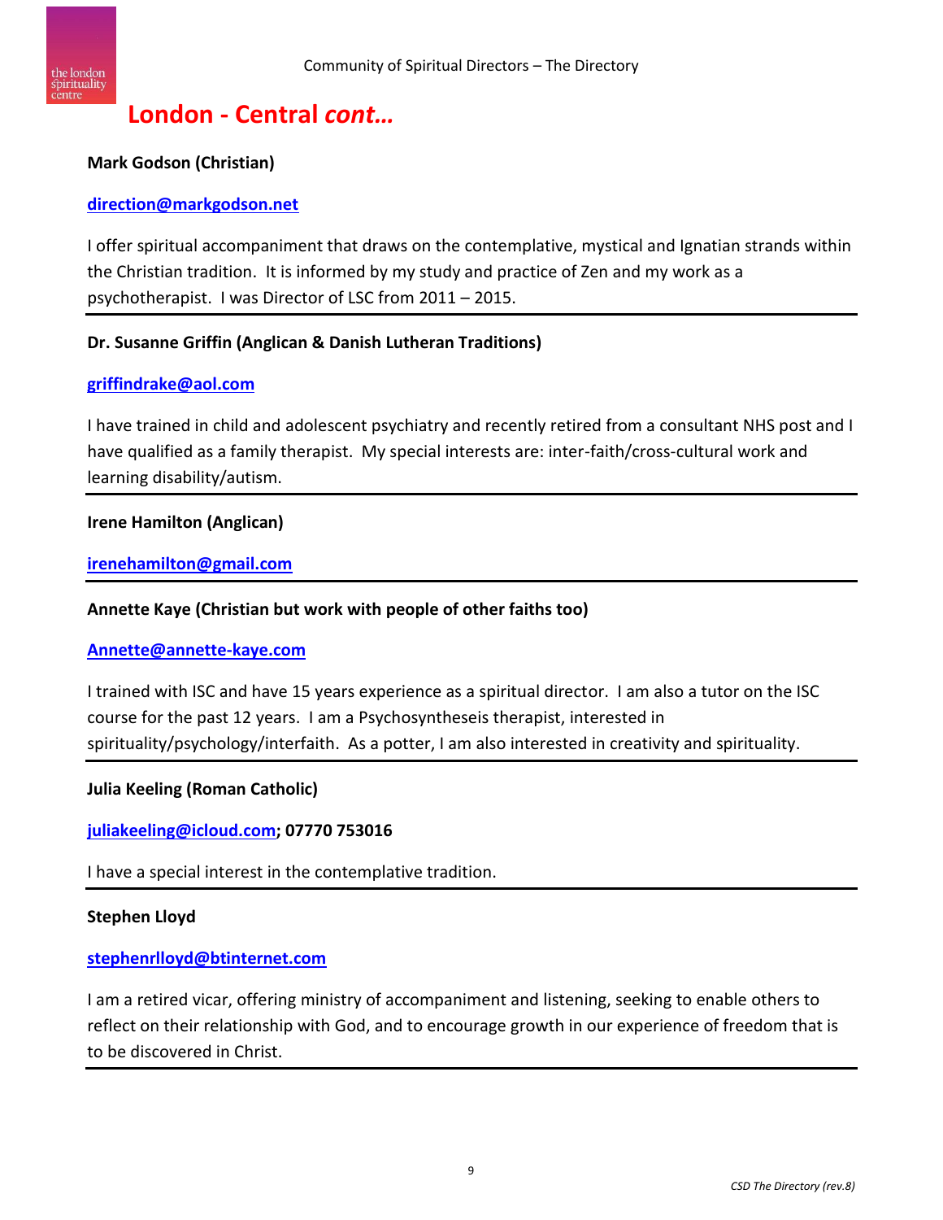# London - Central *cont…*

**Mark Godson (Christian)**

**direction@markgodson.net**

I offer spiritual accompaniment that draws on the contemplative, mystical and Ignatian strands within the Christian tradition. It is informed by my study and practice of Zen and my work as a psychotherapist. I was Director of LSC from 2011 – 2015.

---

**Dr. Susanne Griffin (Anglican & Danish Lutheran Traditions)**

**griffindrake@aol.com**

I have trained in child and adolescent psychiatry and recently retired from a consultant NHS post and I have qualified as a family therapist. My special interests are: inter-faith/cross-cultural work and learning disability/autism.

---

**Irene Hamilton (Anglican)**

**irenehamilton@gmail.com**

---

**Annette Kaye (Christian but work with people of other faiths too)**

**Annette@annette-kaye.com**

I trained with ISC and have 15 years experience as a spiritual director. I am also a tutor on the ISC course for the past 12 years. I am a Psychosyntheseis therapist, interested in spirituality/psychology/interfaith. As a potter, I am also interested in creativity and spirituality.

---

**Julia Keeling (Roman Catholic)**

**juliakeeling@icloud.com; 07770 753016**

I have a special interest in the contemplative tradition.

---

**Stephen Lloyd**

**stephenrlloyd@btinternet.com**

I am a retired vicar, offering ministry of accompaniment and listening, seeking to enable others to reflect on their relationship with God, and to encourage growth in our experience of freedom that is to be discovered in Christ.

---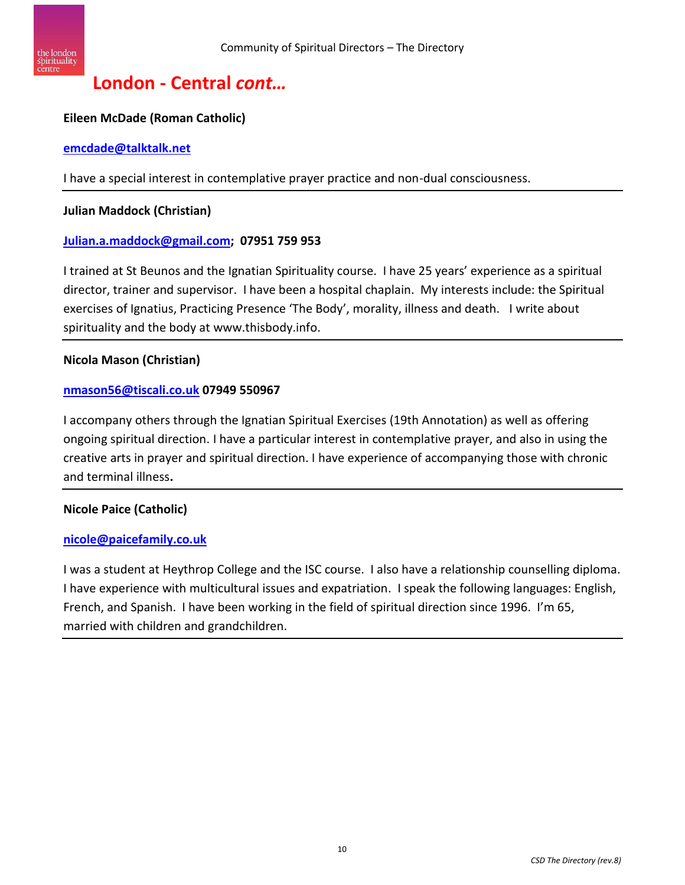## London - Central *cont…*

**Eileen McDade (Roman Catholic)**

**emcdade@talktalk.net**

I have a special interest in contemplative prayer practice and non-dual consciousness.

---

**Julian Maddock (Christian)**

**Julian.a.maddock@gmail.com; 07951 759 953**

I trained at St Beunos and the Ignatian Spirituality course. I have 25 years' experience as a spiritual director, trainer and supervisor. I have been a hospital chaplain. My interests include: the Spiritual exercises of Ignatius, Practicing Presence 'The Body', morality, illness and death. I write about spirituality and the body at www.thisbody.info.

---

**Nicola Mason (Christian)**

**nmason56@tiscali.co.uk 07949 550967**

I accompany others through the Ignatian Spiritual Exercises (19th Annotation) as well as offering ongoing spiritual direction. I have a particular interest in contemplative prayer, and also in using the creative arts in prayer and spiritual direction. I have experience of accompanying those with chronic and terminal illness.

---

**Nicole Paice (Catholic)**

**nicole@paicefamily.co.uk**

I was a student at Heythrop College and the ISC course. I also have a relationship counselling diploma. I have experience with multicultural issues and expatriation. I speak the following languages: English, French, and Spanish. I have been working in the field of spiritual direction since 1996. I'm 65, married with children and grandchildren.

---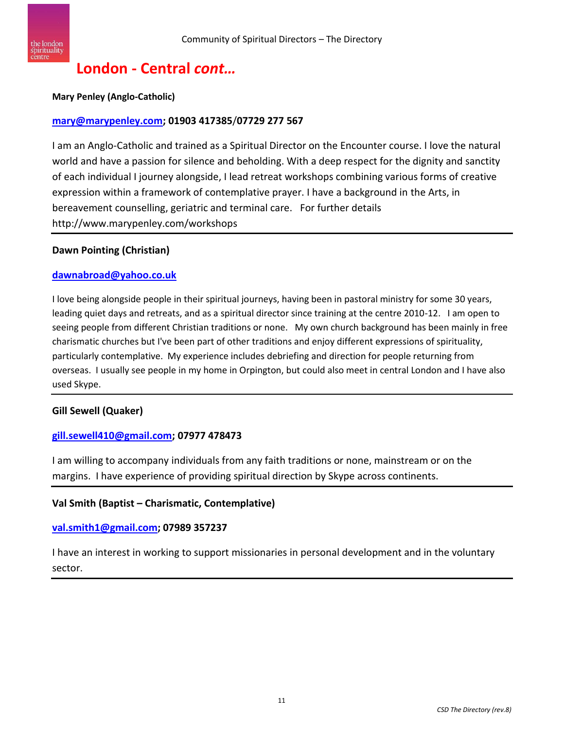# London - Central *cont…*

**Mary Penley (Anglo-Catholic)**

**mary@marypenley.com; 01903 417385/07729 277 567**

I am an Anglo-Catholic and trained as a Spiritual Director on the Encounter course. I love the natural world and have a passion for silence and beholding. With a deep respect for the dignity and sanctity of each individual I journey alongside, I lead retreat workshops combining various forms of creative expression within a framework of contemplative prayer. I have a background in the Arts, in bereavement counselling, geriatric and terminal care. For further details http://www.marypenley.com/workshops

---

**Dawn Pointing (Christian)**

**dawnabroad@yahoo.co.uk**

I love being alongside people in their spiritual journeys, having been in pastoral ministry for some 30 years, leading quiet days and retreats, and as a spiritual director since training at the centre 2010-12. I am open to seeing people from different Christian traditions or none. My own church background has been mainly in free charismatic churches but I've been part of other traditions and enjoy different expressions of spirituality, particularly contemplative. My experience includes debriefing and direction for people returning from overseas. I usually see people in my home in Orpington, but could also meet in central London and I have also used Skype.

---

**Gill Sewell (Quaker)**

**gill.sewell410@gmail.com; 07977 478473**

I am willing to accompany individuals from any faith traditions or none, mainstream or on the margins. I have experience of providing spiritual direction by Skype across continents.

---

**Val Smith (Baptist – Charismatic, Contemplative)**

**val.smith1@gmail.com; 07989 357237**

I have an interest in working to support missionaries in personal development and in the voluntary sector.

---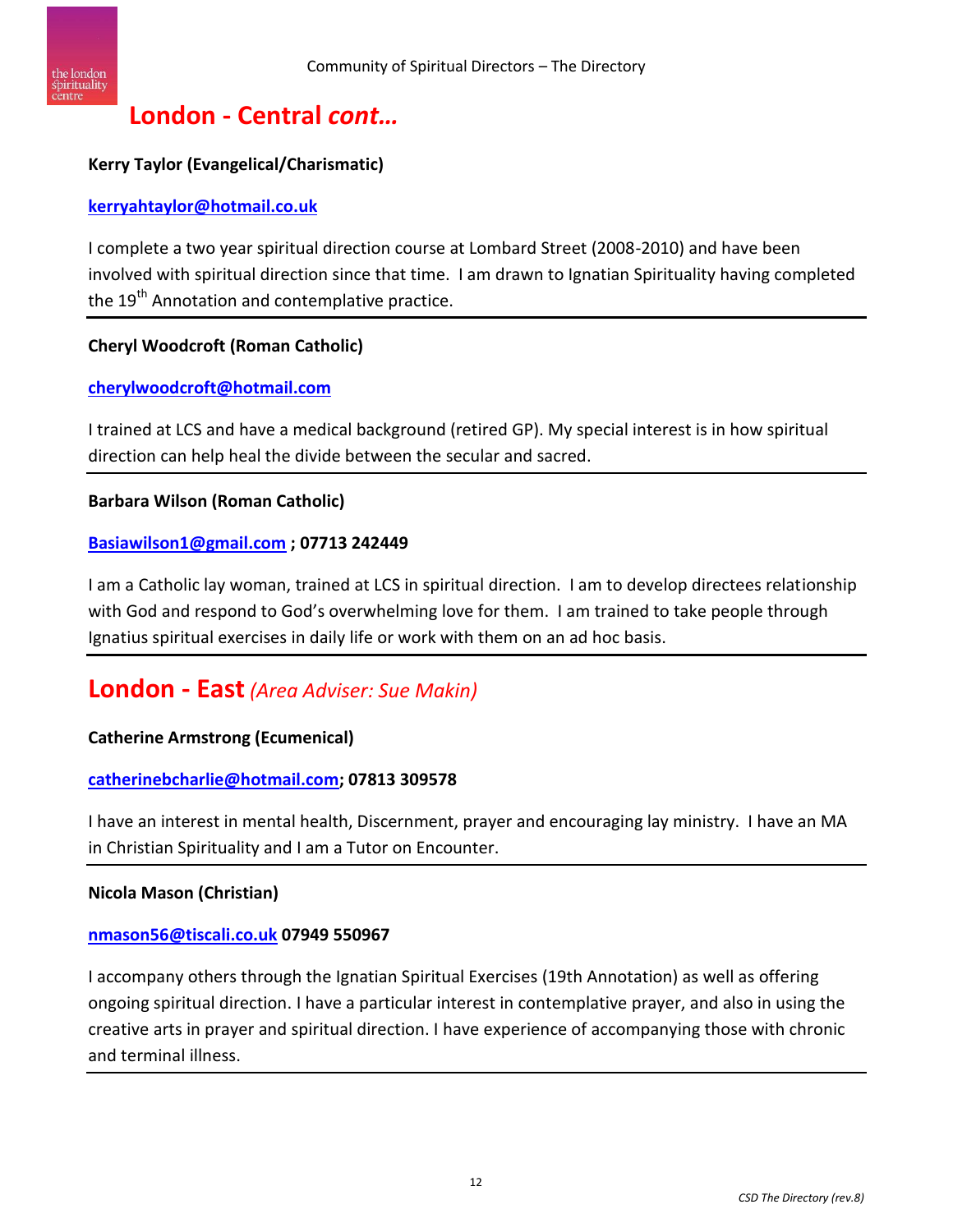## London - Central *cont…*

**Kerry Taylor (Evangelical/Charismatic)**

**kerryahtaylor@hotmail.co.uk**

I complete a two year spiritual direction course at Lombard Street (2008-2010) and have been involved with spiritual direction since that time. I am drawn to Ignatian Spirituality having completed the 19th Annotation and contemplative practice.

---

**Cheryl Woodcroft (Roman Catholic)**

**cherylwoodcroft@hotmail.com**

I trained at LCS and have a medical background (retired GP). My special interest is in how spiritual direction can help heal the divide between the secular and sacred.

---

**Barbara Wilson (Roman Catholic)**

**Basiawilson1@gmail.com ; 07713 242449**

I am a Catholic lay woman, trained at LCS in spiritual direction. I am to develop directees relationship with God and respond to God's overwhelming love for them. I am trained to take people through Ignatius spiritual exercises in daily life or work with them on an ad hoc basis.

---

## London - East *(Area Adviser: Sue Makin)*

**Catherine Armstrong (Ecumenical)**

**catherinebcharlie@hotmail.com; 07813 309578**

I have an interest in mental health, Discernment, prayer and encouraging lay ministry. I have an MA in Christian Spirituality and I am a Tutor on Encounter.

---

**Nicola Mason (Christian)**

**nmason56@tiscali.co.uk 07949 550967**

I accompany others through the Ignatian Spiritual Exercises (19th Annotation) as well as offering ongoing spiritual direction. I have a particular interest in contemplative prayer, and also in using the creative arts in prayer and spiritual direction. I have experience of accompanying those with chronic and terminal illness.

---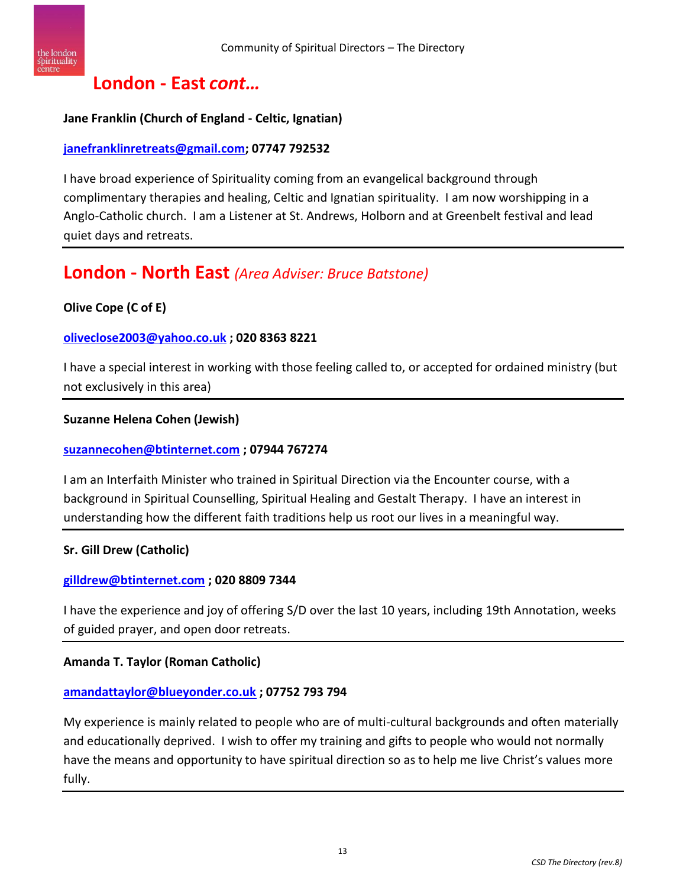## London - East *cont…*

**Jane Franklin (Church of England - Celtic, Ignatian)**

**janefranklinretreats@gmail.com; 07747 792532**

I have broad experience of Spirituality coming from an evangelical background through complimentary therapies and healing, Celtic and Ignatian spirituality. I am now worshipping in a Anglo-Catholic church. I am a Listener at St. Andrews, Holborn and at Greenbelt festival and lead quiet days and retreats.

---

## London - North East *(Area Adviser: Bruce Batstone)*

**Olive Cope (C of E)**

**oliveclose2003@yahoo.co.uk ; 020 8363 8221**

I have a special interest in working with those feeling called to, or accepted for ordained ministry (but not exclusively in this area)

---

**Suzanne Helena Cohen (Jewish)**

**suzannecohen@btinternet.com ; 07944 767274**

I am an Interfaith Minister who trained in Spiritual Direction via the Encounter course, with a background in Spiritual Counselling, Spiritual Healing and Gestalt Therapy. I have an interest in understanding how the different faith traditions help us root our lives in a meaningful way.

---

**Sr. Gill Drew (Catholic)**

**gilldrew@btinternet.com ; 020 8809 7344**

I have the experience and joy of offering S/D over the last 10 years, including 19th Annotation, weeks of guided prayer, and open door retreats.

---

**Amanda T. Taylor (Roman Catholic)**

**amandattaylor@blueyonder.co.uk ; 07752 793 794**

My experience is mainly related to people who are of multi-cultural backgrounds and often materially and educationally deprived. I wish to offer my training and gifts to people who would not normally have the means and opportunity to have spiritual direction so as to help me live Christ's values more fully.

---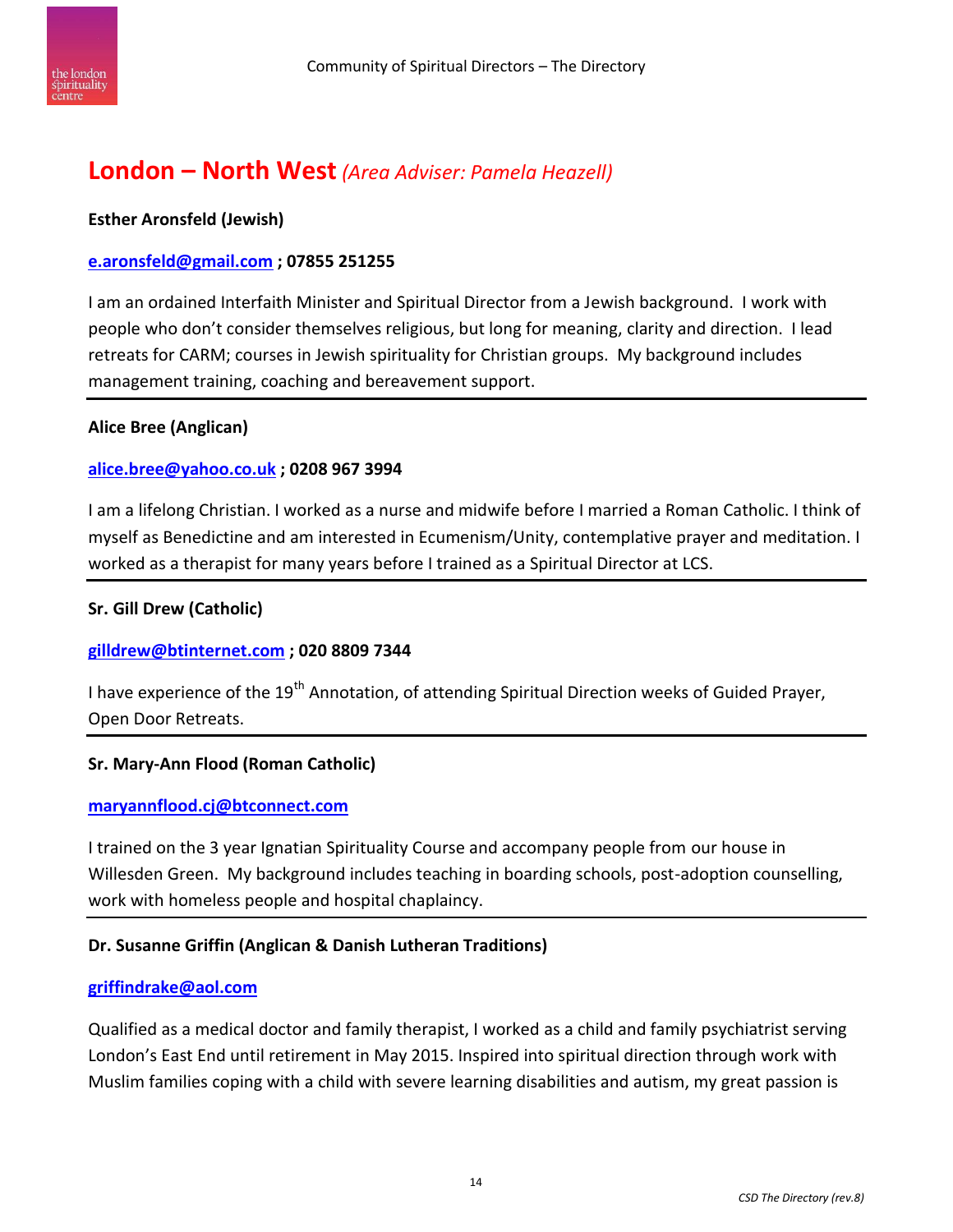## London – North West *(Area Adviser: Pamela Heazell)*

**Esther Aronsfeld (Jewish)**

**e.aronsfeld@gmail.com ; 07855 251255**

I am an ordained Interfaith Minister and Spiritual Director from a Jewish background. I work with people who don't consider themselves religious, but long for meaning, clarity and direction. I lead retreats for CARM; courses in Jewish spirituality for Christian groups. My background includes management training, coaching and bereavement support.

---

**Alice Bree (Anglican)**

**alice.bree@yahoo.co.uk ; 0208 967 3994**

I am a lifelong Christian. I worked as a nurse and midwife before I married a Roman Catholic. I think of myself as Benedictine and am interested in Ecumenism/Unity, contemplative prayer and meditation. I worked as a therapist for many years before I trained as a Spiritual Director at LCS.

---

**Sr. Gill Drew (Catholic)**

**gilldrew@btinternet.com ; 020 8809 7344**

I have experience of the 19th Annotation, of attending Spiritual Direction weeks of Guided Prayer, Open Door Retreats.

---

**Sr. Mary-Ann Flood (Roman Catholic)**

**maryannflood.cj@btconnect.com**

I trained on the 3 year Ignatian Spirituality Course and accompany people from our house in Willesden Green. My background includes teaching in boarding schools, post-adoption counselling, work with homeless people and hospital chaplaincy.

---

**Dr. Susanne Griffin (Anglican & Danish Lutheran Traditions)**

**griffindrake@aol.com**

Qualified as a medical doctor and family therapist, I worked as a child and family psychiatrist serving London's East End until retirement in May 2015. Inspired into spiritual direction through work with Muslim families coping with a child with severe learning disabilities and autism, my great passion is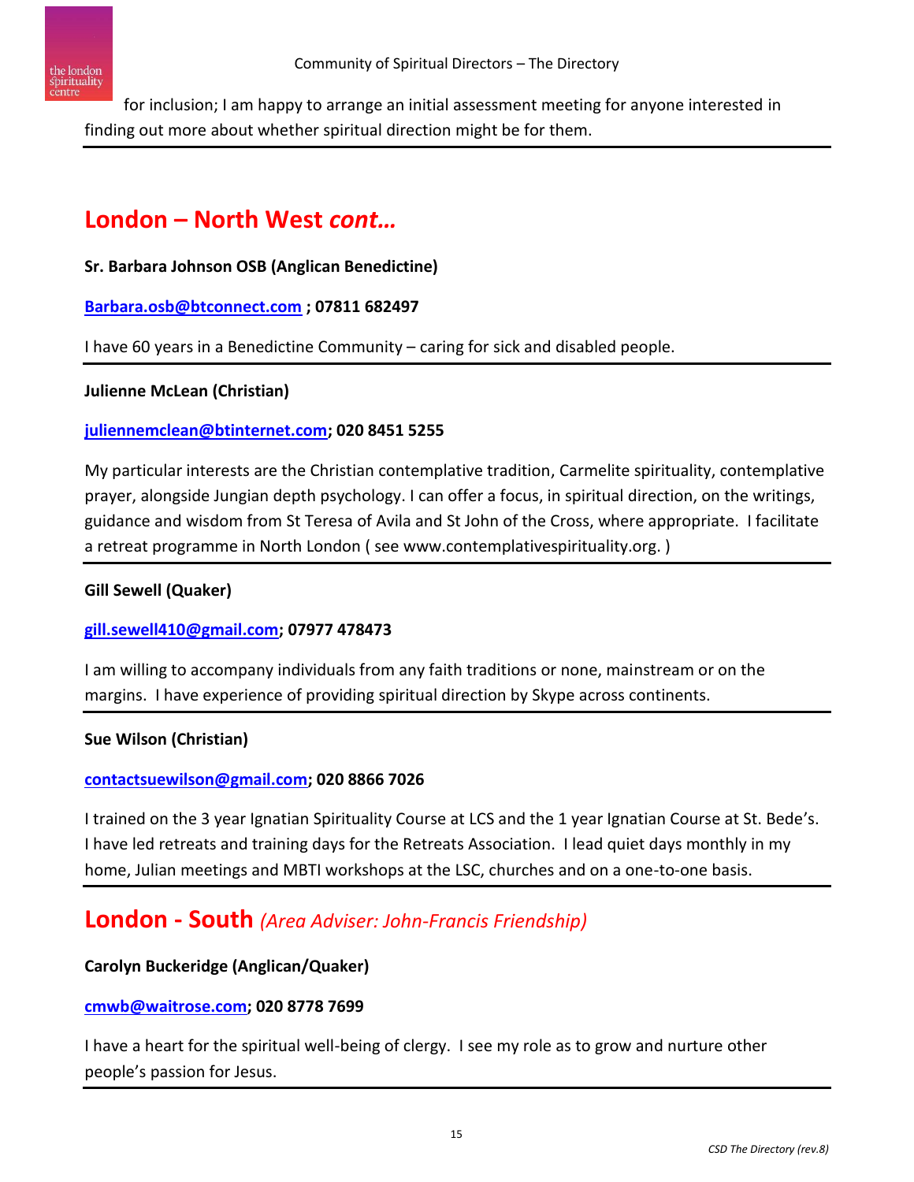for inclusion; I am happy to arrange an initial assessment meeting for anyone interested in finding out more about whether spiritual direction might be for them.

---

## London – North West *cont…*

**Sr. Barbara Johnson OSB (Anglican Benedictine)**

**Barbara.osb@btconnect.com ; 07811 682497**

I have 60 years in a Benedictine Community – caring for sick and disabled people.

---

**Julienne McLean (Christian)**

**juliennemclean@btinternet.com; 020 8451 5255**

My particular interests are the Christian contemplative tradition, Carmelite spirituality, contemplative prayer, alongside Jungian depth psychology. I can offer a focus, in spiritual direction, on the writings, guidance and wisdom from St Teresa of Avila and St John of the Cross, where appropriate. I facilitate a retreat programme in North London ( see www.contemplativespirituality.org. )

---

**Gill Sewell (Quaker)**

**gill.sewell410@gmail.com; 07977 478473**

I am willing to accompany individuals from any faith traditions or none, mainstream or on the margins. I have experience of providing spiritual direction by Skype across continents.

---

**Sue Wilson (Christian)**

**contactsuewilson@gmail.com; 020 8866 7026**

I trained on the 3 year Ignatian Spirituality Course at LCS and the 1 year Ignatian Course at St. Bede's. I have led retreats and training days for the Retreats Association. I lead quiet days monthly in my home, Julian meetings and MBTI workshops at the LSC, churches and on a one-to-one basis.

---

## London - South *(Area Adviser: John-Francis Friendship)*

**Carolyn Buckeridge (Anglican/Quaker)**

**cmwb@waitrose.com; 020 8778 7699**

I have a heart for the spiritual well-being of clergy. I see my role as to grow and nurture other people's passion for Jesus.

---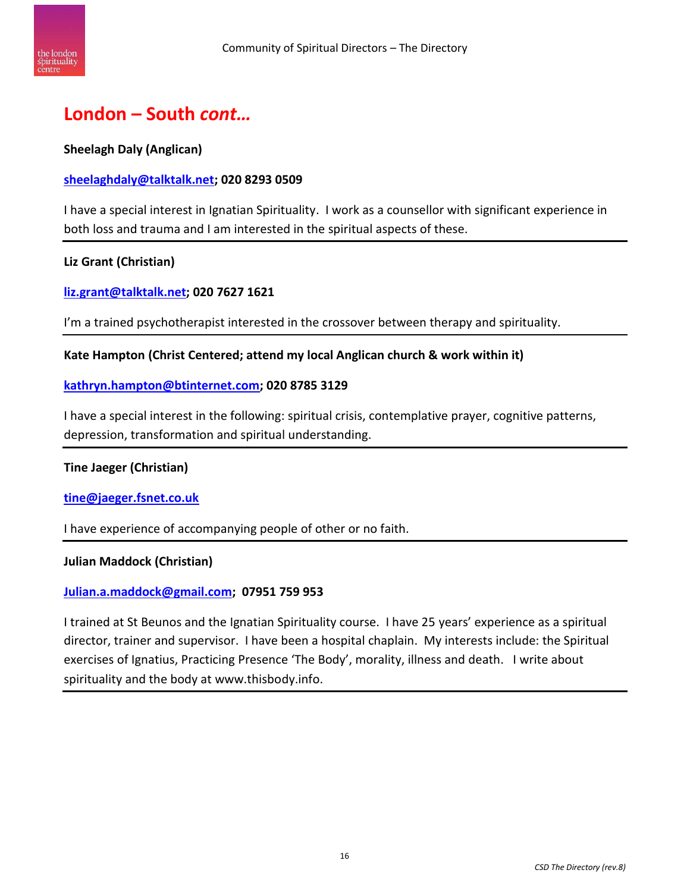## London – South *cont…*

**Sheelagh Daly (Anglican)**

**sheelaghdaly@talktalk.net; 020 8293 0509**

I have a special interest in Ignatian Spirituality. I work as a counsellor with significant experience in both loss and trauma and I am interested in the spiritual aspects of these.

---

**Liz Grant (Christian)**

**liz.grant@talktalk.net; 020 7627 1621**

I'm a trained psychotherapist interested in the crossover between therapy and spirituality.

---

**Kate Hampton (Christ Centered; attend my local Anglican church & work within it)**

**kathryn.hampton@btinternet.com; 020 8785 3129**

I have a special interest in the following: spiritual crisis, contemplative prayer, cognitive patterns, depression, transformation and spiritual understanding.

---

**Tine Jaeger (Christian)**

**tine@jaeger.fsnet.co.uk**

I have experience of accompanying people of other or no faith.

---

**Julian Maddock (Christian)**

**Julian.a.maddock@gmail.com; 07951 759 953**

I trained at St Beunos and the Ignatian Spirituality course. I have 25 years' experience as a spiritual director, trainer and supervisor. I have been a hospital chaplain. My interests include: the Spiritual exercises of Ignatius, Practicing Presence 'The Body', morality, illness and death. I write about spirituality and the body at www.thisbody.info.

---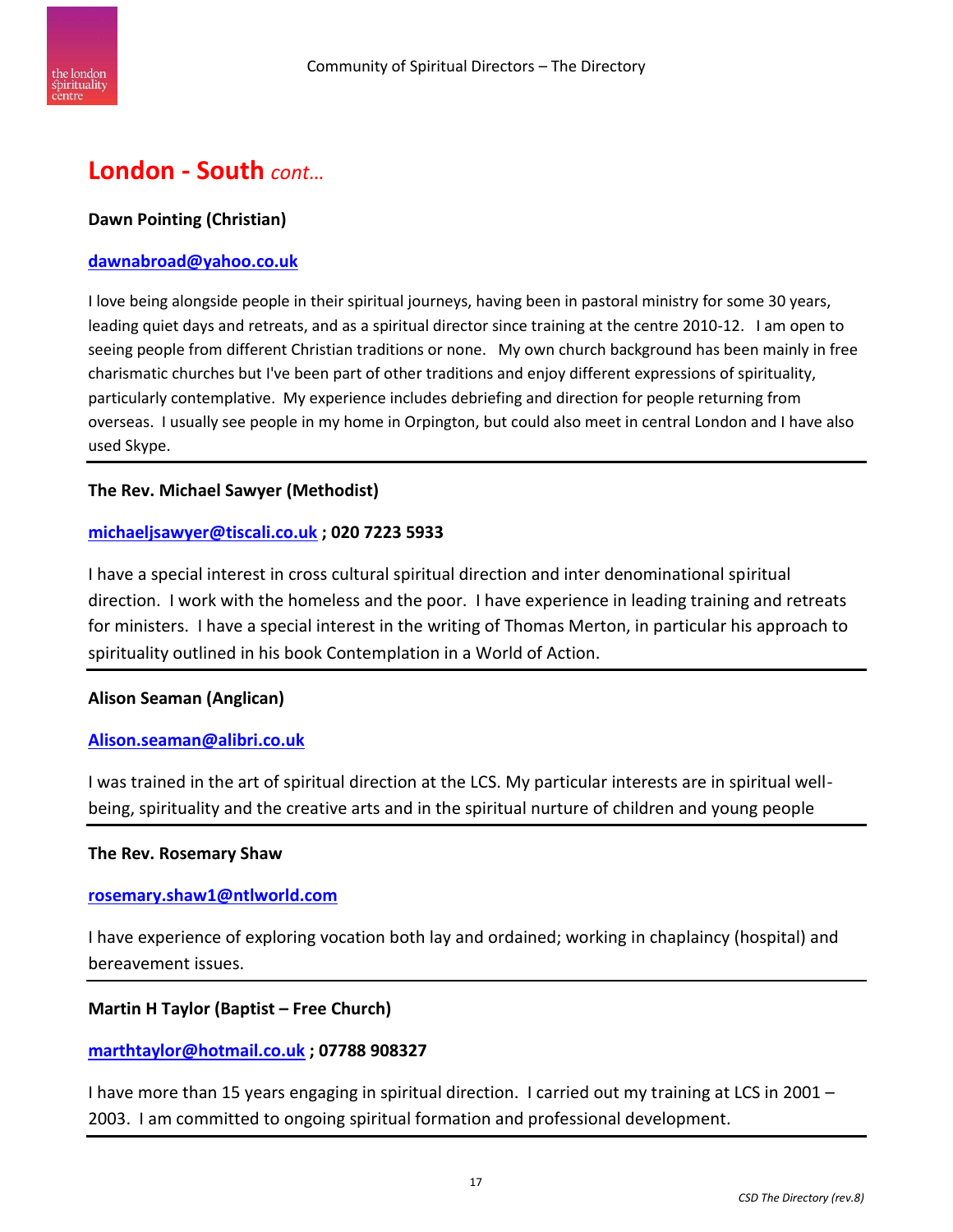## London - South *cont…*

**Dawn Pointing (Christian)**

**dawnabroad@yahoo.co.uk**

I love being alongside people in their spiritual journeys, having been in pastoral ministry for some 30 years, leading quiet days and retreats, and as a spiritual director since training at the centre 2010-12. I am open to seeing people from different Christian traditions or none. My own church background has been mainly in free charismatic churches but I've been part of other traditions and enjoy different expressions of spirituality, particularly contemplative. My experience includes debriefing and direction for people returning from overseas. I usually see people in my home in Orpington, but could also meet in central London and I have also used Skype.

---

**The Rev. Michael Sawyer (Methodist)**

**michaeljsawyer@tiscali.co.uk ; 020 7223 5933**

I have a special interest in cross cultural spiritual direction and inter denominational spiritual direction. I work with the homeless and the poor. I have experience in leading training and retreats for ministers. I have a special interest in the writing of Thomas Merton, in particular his approach to spirituality outlined in his book Contemplation in a World of Action.

---

**Alison Seaman (Anglican)**

**Alison.seaman@alibri.co.uk**

I was trained in the art of spiritual direction at the LCS. My particular interests are in spiritual well-being, spirituality and the creative arts and in the spiritual nurture of children and young people

---

**The Rev. Rosemary Shaw**

**rosemary.shaw1@ntlworld.com**

I have experience of exploring vocation both lay and ordained; working in chaplaincy (hospital) and bereavement issues.

---

**Martin H Taylor (Baptist – Free Church)**

**marthtaylor@hotmail.co.uk ; 07788 908327**

I have more than 15 years engaging in spiritual direction. I carried out my training at LCS in 2001 – 2003. I am committed to ongoing spiritual formation and professional development.

---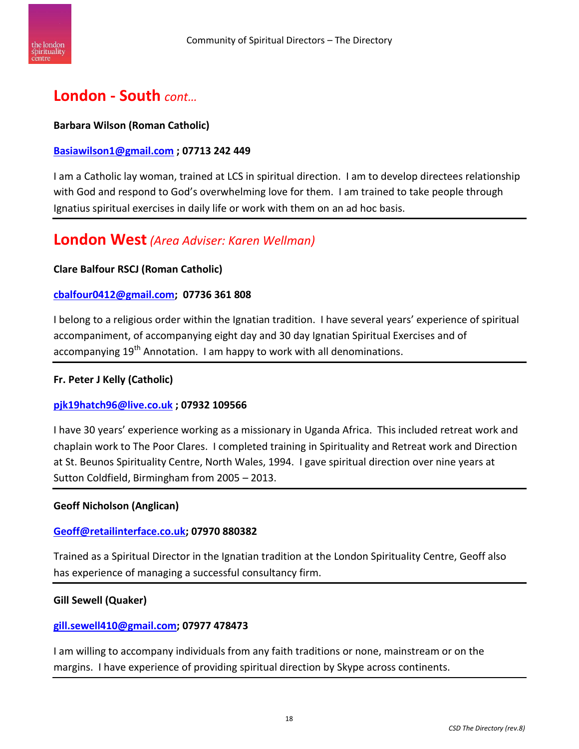## London - South *cont…*

**Barbara Wilson (Roman Catholic)**

**Basiawilson1@gmail.com ; 07713 242 449**

I am a Catholic lay woman, trained at LCS in spiritual direction. I am to develop directees relationship with God and respond to God's overwhelming love for them. I am trained to take people through Ignatius spiritual exercises in daily life or work with them on an ad hoc basis.

---

## London West *(Area Adviser: Karen Wellman)*

**Clare Balfour RSCJ (Roman Catholic)**

**cbalfour0412@gmail.com; 07736 361 808**

I belong to a religious order within the Ignatian tradition. I have several years' experience of spiritual accompaniment, of accompanying eight day and 30 day Ignatian Spiritual Exercises and of accompanying 19th Annotation. I am happy to work with all denominations.

---

**Fr. Peter J Kelly (Catholic)**

**pjk19hatch96@live.co.uk ; 07932 109566**

I have 30 years' experience working as a missionary in Uganda Africa. This included retreat work and chaplain work to The Poor Clares. I completed training in Spirituality and Retreat work and Direction at St. Beunos Spirituality Centre, North Wales, 1994. I gave spiritual direction over nine years at Sutton Coldfield, Birmingham from 2005 – 2013.

---

**Geoff Nicholson (Anglican)**

**Geoff@retailinterface.co.uk; 07970 880382**

Trained as a Spiritual Director in the Ignatian tradition at the London Spirituality Centre, Geoff also has experience of managing a successful consultancy firm.

---

**Gill Sewell (Quaker)**

**gill.sewell410@gmail.com; 07977 478473**

I am willing to accompany individuals from any faith traditions or none, mainstream or on the margins. I have experience of providing spiritual direction by Skype across continents.

---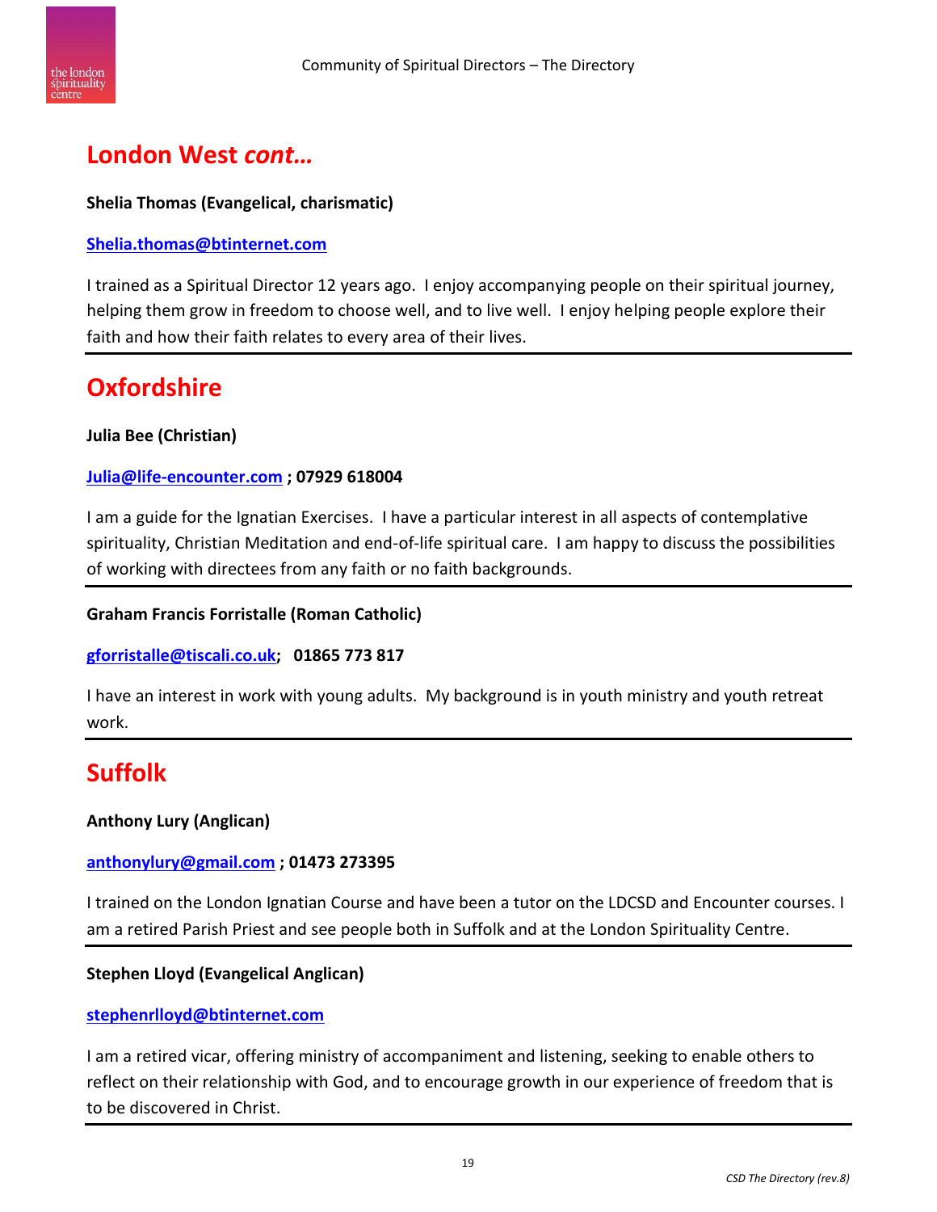## London West *cont…*

**Shelia Thomas (Evangelical, charismatic)**

**Shelia.thomas@btinternet.com**

I trained as a Spiritual Director 12 years ago. I enjoy accompanying people on their spiritual journey, helping them grow in freedom to choose well, and to live well. I enjoy helping people explore their faith and how their faith relates to every area of their lives.

---

## Oxfordshire

**Julia Bee (Christian)**

**Julia@life-encounter.com ; 07929 618004**

I am a guide for the Ignatian Exercises. I have a particular interest in all aspects of contemplative spirituality, Christian Meditation and end-of-life spiritual care. I am happy to discuss the possibilities of working with directees from any faith or no faith backgrounds.

---

**Graham Francis Forristalle (Roman Catholic)**

**gforristalle@tiscali.co.uk; 01865 773 817**

I have an interest in work with young adults. My background is in youth ministry and youth retreat work.

---

## Suffolk

**Anthony Lury (Anglican)**

**anthonylury@gmail.com ; 01473 273395**

I trained on the London Ignatian Course and have been a tutor on the LDCSD and Encounter courses. I am a retired Parish Priest and see people both in Suffolk and at the London Spirituality Centre.

---

**Stephen Lloyd (Evangelical Anglican)**

**stephenrlloyd@btinternet.com**

I am a retired vicar, offering ministry of accompaniment and listening, seeking to enable others to reflect on their relationship with God, and to encourage growth in our experience of freedom that is to be discovered in Christ.

---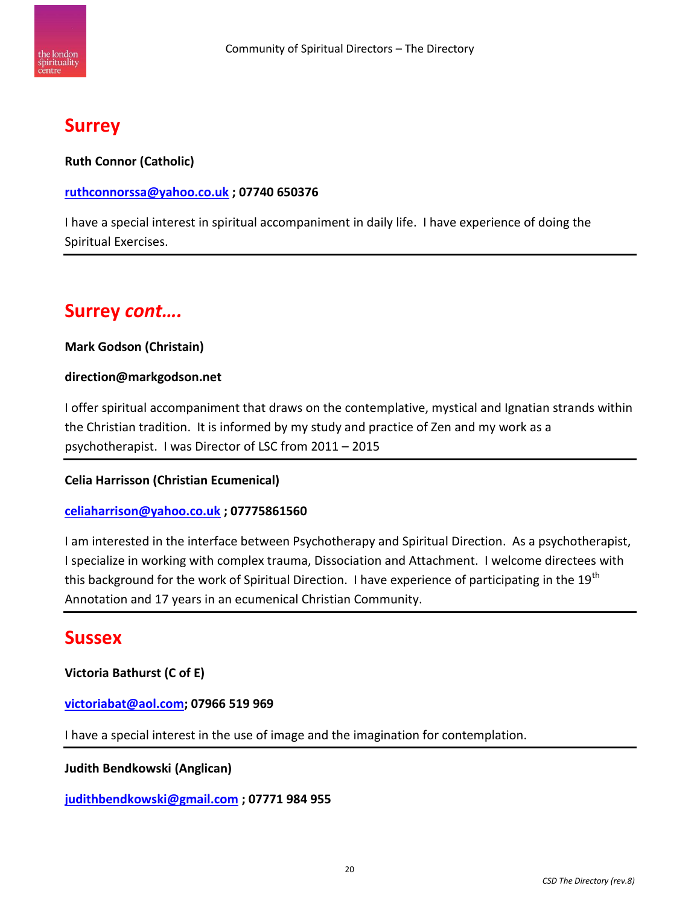## Surrey

**Ruth Connor (Catholic)**

**ruthconnorssa@yahoo.co.uk ; 07740 650376**

I have a special interest in spiritual accompaniment in daily life. I have experience of doing the Spiritual Exercises.

---

## Surrey *cont….*

**Mark Godson (Christain)**

**direction@markgodson.net**

I offer spiritual accompaniment that draws on the contemplative, mystical and Ignatian strands within the Christian tradition. It is informed by my study and practice of Zen and my work as a psychotherapist. I was Director of LSC from 2011 – 2015

---

**Celia Harrisson (Christian Ecumenical)**

**celiaharrison@yahoo.co.uk ; 07775861560**

I am interested in the interface between Psychotherapy and Spiritual Direction. As a psychotherapist, I specialize in working with complex trauma, Dissociation and Attachment. I welcome directees with this background for the work of Spiritual Direction. I have experience of participating in the 19th Annotation and 17 years in an ecumenical Christian Community.

---

## Sussex

**Victoria Bathurst (C of E)**

**victoriabat@aol.com; 07966 519 969**

I have a special interest in the use of image and the imagination for contemplation.

---

**Judith Bendkowski (Anglican)**

**judithbendkowski@gmail.com ; 07771 984 955**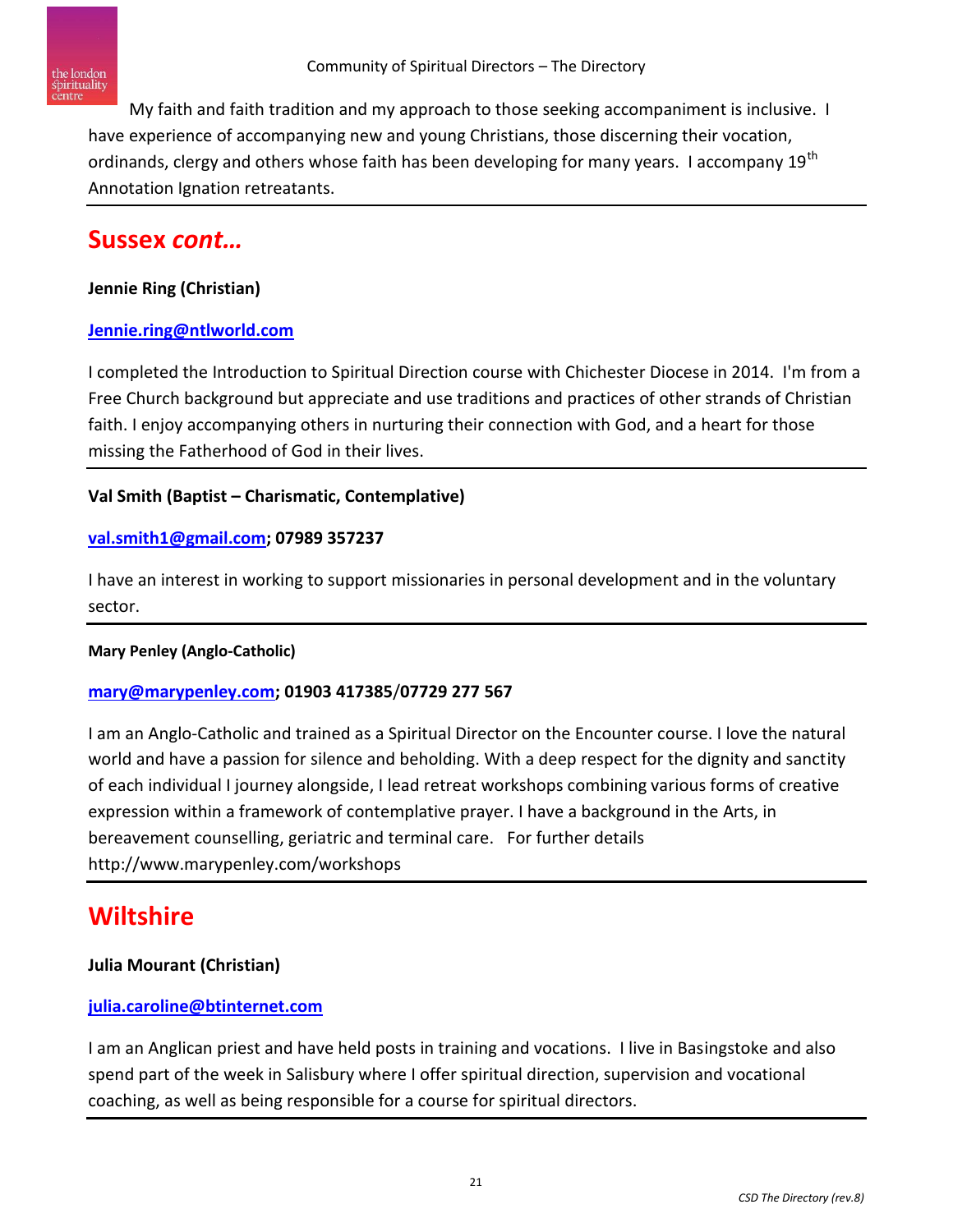My faith and faith tradition and my approach to those seeking accompaniment is inclusive. I have experience of accompanying new and young Christians, those discerning their vocation, ordinands, clergy and others whose faith has been developing for many years. I accompany 19th Annotation Ignation retreatants.

---

## Sussex *cont…*

**Jennie Ring (Christian)**

**Jennie.ring@ntlworld.com**

I completed the Introduction to Spiritual Direction course with Chichester Diocese in 2014. I'm from a Free Church background but appreciate and use traditions and practices of other strands of Christian faith. I enjoy accompanying others in nurturing their connection with God, and a heart for those missing the Fatherhood of God in their lives.

---

**Val Smith (Baptist – Charismatic, Contemplative)**

**val.smith1@gmail.com; 07989 357237**

I have an interest in working to support missionaries in personal development and in the voluntary sector.

---

**Mary Penley (Anglo-Catholic)**

**mary@marypenley.com; 01903 417385/07729 277 567**

I am an Anglo-Catholic and trained as a Spiritual Director on the Encounter course. I love the natural world and have a passion for silence and beholding. With a deep respect for the dignity and sanctity of each individual I journey alongside, I lead retreat workshops combining various forms of creative expression within a framework of contemplative prayer. I have a background in the Arts, in bereavement counselling, geriatric and terminal care. For further details http://www.marypenley.com/workshops

---

## Wiltshire

**Julia Mourant (Christian)**

**julia.caroline@btinternet.com**

I am an Anglican priest and have held posts in training and vocations. I live in Basingstoke and also spend part of the week in Salisbury where I offer spiritual direction, supervision and vocational coaching, as well as being responsible for a course for spiritual directors.

---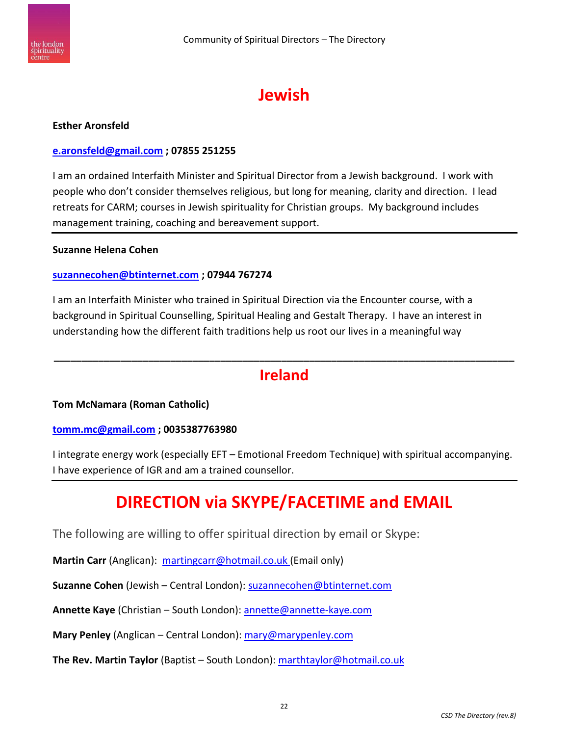# Jewish

**Esther Aronsfeld**

**e.aronsfeld@gmail.com ; 07855 251255**

I am an ordained Interfaith Minister and Spiritual Director from a Jewish background. I work with people who don't consider themselves religious, but long for meaning, clarity and direction. I lead retreats for CARM; courses in Jewish spirituality for Christian groups. My background includes management training, coaching and bereavement support.

---

**Suzanne Helena Cohen**

**suzannecohen@btinternet.com ; 07944 767274**

I am an Interfaith Minister who trained in Spiritual Direction via the Encounter course, with a background in Spiritual Counselling, Spiritual Healing and Gestalt Therapy. I have an interest in understanding how the different faith traditions help us root our lives in a meaningful way

---

# Ireland

**Tom McNamara (Roman Catholic)**

**tomm.mc@gmail.com ; 0035387763980**

I integrate energy work (especially EFT – Emotional Freedom Technique) with spiritual accompanying. I have experience of IGR and am a trained counsellor.

---

# DIRECTION via SKYPE/FACETIME and EMAIL

The following are willing to offer spiritual direction by email or Skype:

**Martin Carr** (Anglican): martingcarr@hotmail.co.uk (Email only)

**Suzanne Cohen** (Jewish – Central London): suzannecohen@btinternet.com

**Annette Kaye** (Christian – South London): annette@annette-kaye.com

**Mary Penley** (Anglican – Central London): mary@marypenley.com

**The Rev. Martin Taylor** (Baptist – South London): marthtaylor@hotmail.co.uk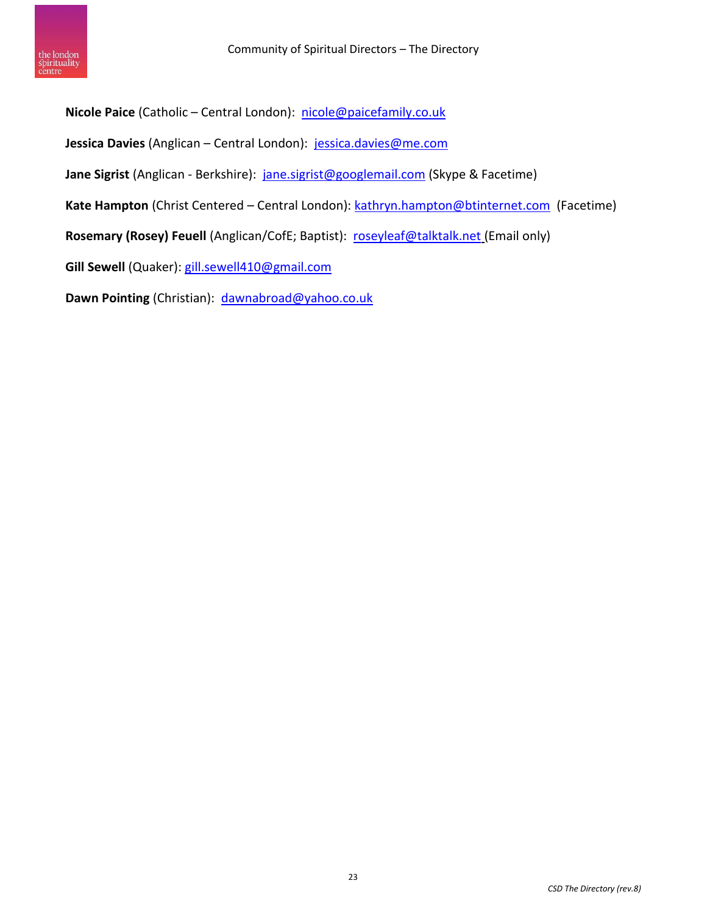**Nicole Paice** (Catholic – Central London): nicole@paicefamily.co.uk

**Jessica Davies** (Anglican – Central London): jessica.davies@me.com

**Jane Sigrist** (Anglican - Berkshire): jane.sigrist@googlemail.com (Skype & Facetime)

**Kate Hampton** (Christ Centered – Central London): kathryn.hampton@btinternet.com (Facetime)

**Rosemary (Rosey) Feuell** (Anglican/CofE; Baptist): roseyleaf@talktalk.net (Email only)

**Gill Sewell** (Quaker): gill.sewell410@gmail.com

**Dawn Pointing** (Christian): dawnabroad@yahoo.co.uk